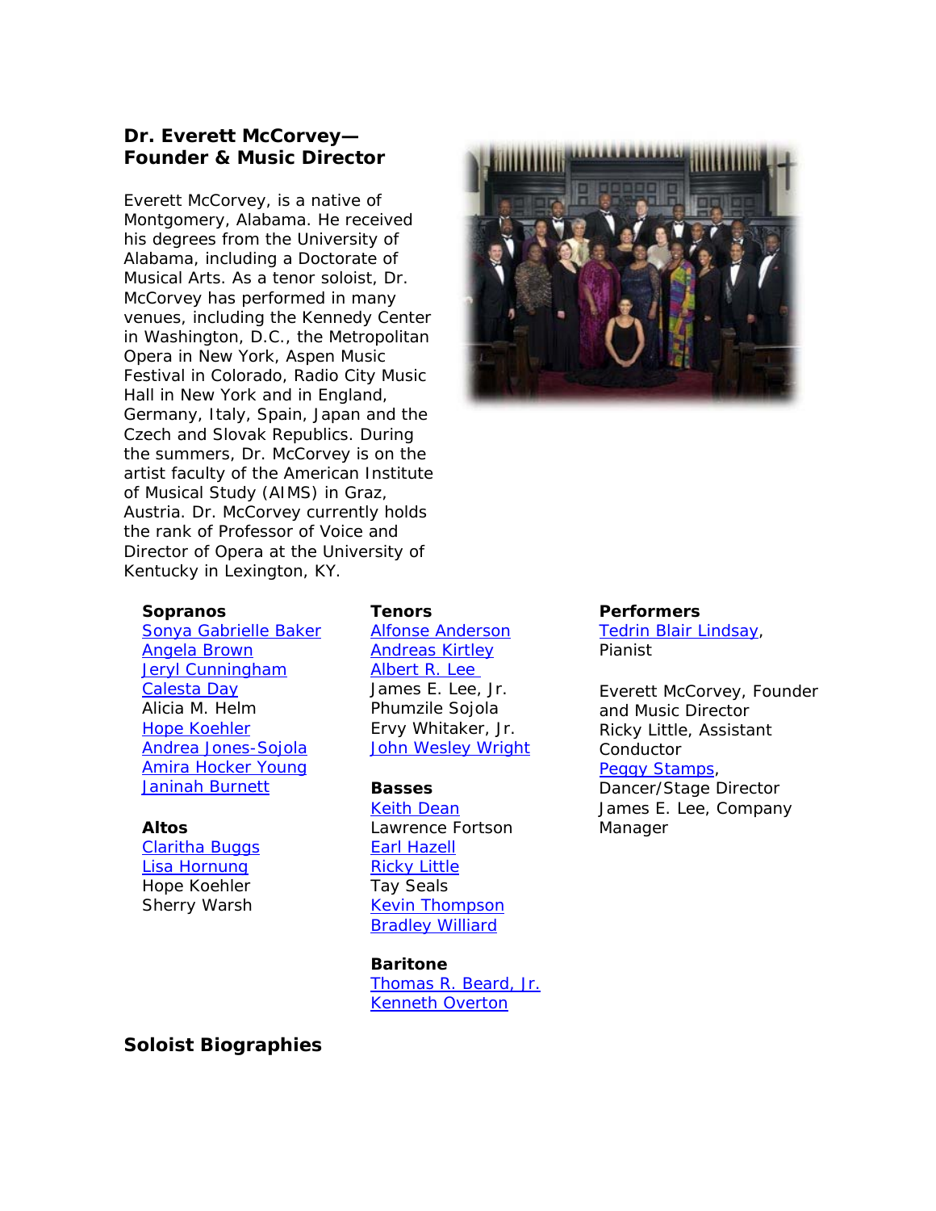## Dr. Everett McCorvey—Founder & Music Director

Everett McCorvey, is a native of Montgomery, Alabama. He received his degrees from the University of Alabama, including a Doctorate of Musical Arts. As a tenor soloist, Dr. McCorvey has performed in many venues, including the Kennedy Center in Washington, D.C., the Metropolitan Opera in New York, Aspen Music Festival in Colorado, Radio City Music Hall in New York and in England, Germany, Italy, Spain, Japan and the Czech and Slovak Republics. During the summers, Dr. McCorvey is on the artist faculty of the American Institute of Musical Study (AIMS) in Graz, Austria. Dr. McCorvey currently holds the rank of Professor of Voice and Director of Opera at the University of Kentucky in Lexington, KY.

**Sopranos**
Sonya Gabrielle Baker
Angela Brown
Jeryl Cunningham
Calesta Day
Alicia M. Helm
Hope Koehler
Andrea Jones-Sojola
Amira Hocker Young
Janinah Burnett

**Altos**
Claritha Buggs
Lisa Hornung
Hope Koehler
Sherry Warsh

**Tenors**
Alfonse Anderson
Andreas Kirtley
Albert R. Lee
James E. Lee, Jr.
Phumzile Sojola
Ervy Whitaker, Jr.
John Wesley Wright

**Basses**
Keith Dean
Lawrence Fortson
Earl Hazell
Ricky Little
Tay Seals
Kevin Thompson
Bradley Williard

**Baritone**
Thomas R. Beard, Jr.
Kenneth Overton

**Performers**
Tedrin Blair Lindsay, Pianist

Everett McCorvey, Founder and Music Director
Ricky Little, Assistant Conductor
Peggy Stamps, Dancer/Stage Director
James E. Lee, Company Manager

## Soloist Biographies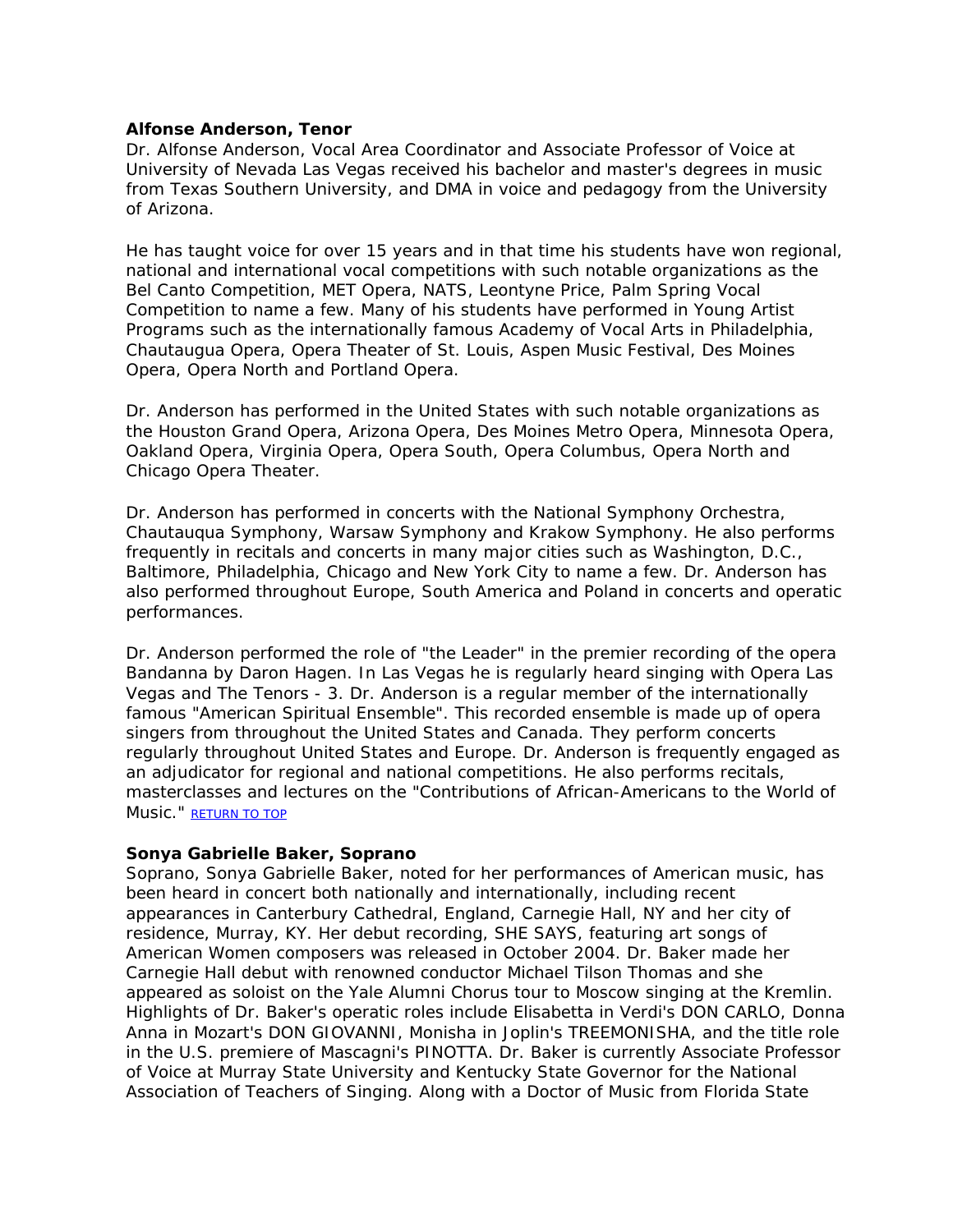**Alfonse Anderson, Tenor**

Dr. Alfonse Anderson, Vocal Area Coordinator and Associate Professor of Voice at University of Nevada Las Vegas received his bachelor and master's degrees in music from Texas Southern University, and DMA in voice and pedagogy from the University of Arizona.

He has taught voice for over 15 years and in that time his students have won regional, national and international vocal competitions with such notable organizations as the Bel Canto Competition, MET Opera, NATS, Leontyne Price, Palm Spring Vocal Competition to name a few. Many of his students have performed in Young Artist Programs such as the internationally famous Academy of Vocal Arts in Philadelphia, Chautaugua Opera, Opera Theater of St. Louis, Aspen Music Festival, Des Moines Opera, Opera North and Portland Opera.

Dr. Anderson has performed in the United States with such notable organizations as the Houston Grand Opera, Arizona Opera, Des Moines Metro Opera, Minnesota Opera, Oakland Opera, Virginia Opera, Opera South, Opera Columbus, Opera North and Chicago Opera Theater.

Dr. Anderson has performed in concerts with the National Symphony Orchestra, Chautauqua Symphony, Warsaw Symphony and Krakow Symphony. He also performs frequently in recitals and concerts in many major cities such as Washington, D.C., Baltimore, Philadelphia, Chicago and New York City to name a few. Dr. Anderson has also performed throughout Europe, South America and Poland in concerts and operatic performances.

Dr. Anderson performed the role of "the Leader" in the premier recording of the opera Bandanna by Daron Hagen. In Las Vegas he is regularly heard singing with Opera Las Vegas and The Tenors - 3. Dr. Anderson is a regular member of the internationally famous "American Spiritual Ensemble". This recorded ensemble is made up of opera singers from throughout the United States and Canada. They perform concerts regularly throughout United States and Europe. Dr. Anderson is frequently engaged as an adjudicator for regional and national competitions. He also performs recitals, masterclasses and lectures on the "Contributions of African-Americans to the World of Music." RETURN TO TOP

**Sonya Gabrielle Baker, Soprano**

Soprano, Sonya Gabrielle Baker, noted for her performances of American music, has been heard in concert both nationally and internationally, including recent appearances in Canterbury Cathedral, England, Carnegie Hall, NY and her city of residence, Murray, KY. Her debut recording, SHE SAYS, featuring art songs of American Women composers was released in October 2004. Dr. Baker made her Carnegie Hall debut with renowned conductor Michael Tilson Thomas and she appeared as soloist on the Yale Alumni Chorus tour to Moscow singing at the Kremlin. Highlights of Dr. Baker's operatic roles include Elisabetta in Verdi's DON CARLO, Donna Anna in Mozart's DON GIOVANNI, Monisha in Joplin's TREEMONISHA, and the title role in the U.S. premiere of Mascagni's PINOTTA. Dr. Baker is currently Associate Professor of Voice at Murray State University and Kentucky State Governor for the National Association of Teachers of Singing. Along with a Doctor of Music from Florida State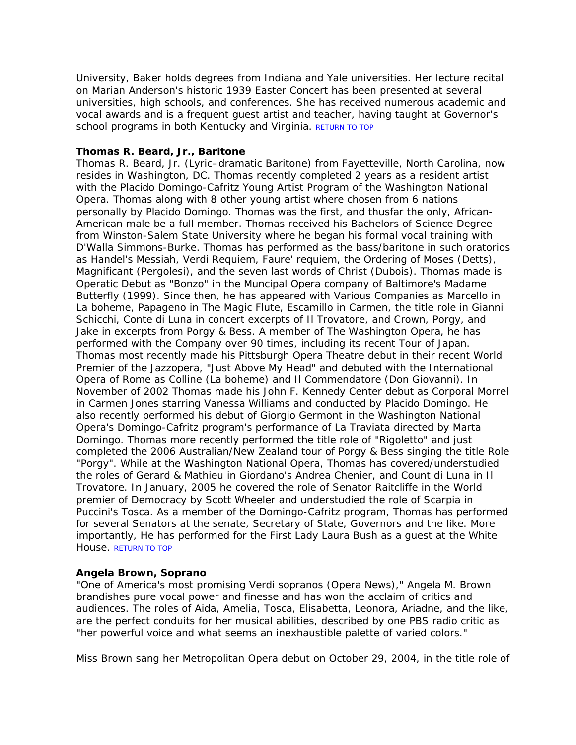University, Baker holds degrees from Indiana and Yale universities. Her lecture recital on Marian Anderson's historic 1939 Easter Concert has been presented at several universities, high schools, and conferences. She has received numerous academic and vocal awards and is a frequent guest artist and teacher, having taught at Governor's school programs in both Kentucky and Virginia. RETURN TO TOP

**Thomas R. Beard, Jr., Baritone**
Thomas R. Beard, Jr. (Lyric–dramatic Baritone) from Fayetteville, North Carolina, now resides in Washington, DC. Thomas recently completed 2 years as a resident artist with the Placido Domingo-Cafritz Young Artist Program of the Washington National Opera. Thomas along with 8 other young artist where chosen from 6 nations personally by Placido Domingo. Thomas was the first, and thusfar the only, African-American male be a full member. Thomas received his Bachelors of Science Degree from Winston-Salem State University where he began his formal vocal training with D'Walla Simmons-Burke. Thomas has performed as the bass/baritone in such oratorios as Handel's Messiah, Verdi Requiem, Faure' requiem, the Ordering of Moses (Detts), Magnificant (Pergolesi), and the seven last words of Christ (Dubois). Thomas made is Operatic Debut as "Bonzo" in the Muncipal Opera company of Baltimore's Madame Butterfly (1999). Since then, he has appeared with Various Companies as Marcello in La boheme, Papageno in The Magic Flute, Escamillo in Carmen, the title role in Gianni Schicchi, Conte di Luna in concert excerpts of Il Trovatore, and Crown, Porgy, and Jake in excerpts from Porgy & Bess. A member of The Washington Opera, he has performed with the Company over 90 times, including its recent Tour of Japan. Thomas most recently made his Pittsburgh Opera Theatre debut in their recent World Premier of the Jazzopera, "Just Above My Head" and debuted with the International Opera of Rome as Colline (La boheme) and Il Commendatore (Don Giovanni). In November of 2002 Thomas made his John F. Kennedy Center debut as Corporal Morrel in Carmen Jones starring Vanessa Williams and conducted by Placido Domingo. He also recently performed his debut of Giorgio Germont in the Washington National Opera's Domingo-Cafritz program's performance of La Traviata directed by Marta Domingo. Thomas more recently performed the title role of "Rigoletto" and just completed the 2006 Australian/New Zealand tour of Porgy & Bess singing the title Role "Porgy". While at the Washington National Opera, Thomas has covered/understudied the roles of Gerard & Mathieu in Giordano's Andrea Chenier, and Count di Luna in Il Trovatore. In January, 2005 he covered the role of Senator Raitcliffe in the World premier of Democracy by Scott Wheeler and understudied the role of Scarpia in Puccini's Tosca. As a member of the Domingo-Cafritz program, Thomas has performed for several Senators at the senate, Secretary of State, Governors and the like. More importantly, He has performed for the First Lady Laura Bush as a guest at the White House. RETURN TO TOP

**Angela Brown, Soprano**
"One of America's most promising Verdi sopranos (Opera News)," Angela M. Brown brandishes pure vocal power and finesse and has won the acclaim of critics and audiences. The roles of Aida, Amelia, Tosca, Elisabetta, Leonora, Ariadne, and the like, are the perfect conduits for her musical abilities, described by one PBS radio critic as "her powerful voice and what seems an inexhaustible palette of varied colors."

Miss Brown sang her Metropolitan Opera debut on October 29, 2004, in the title role of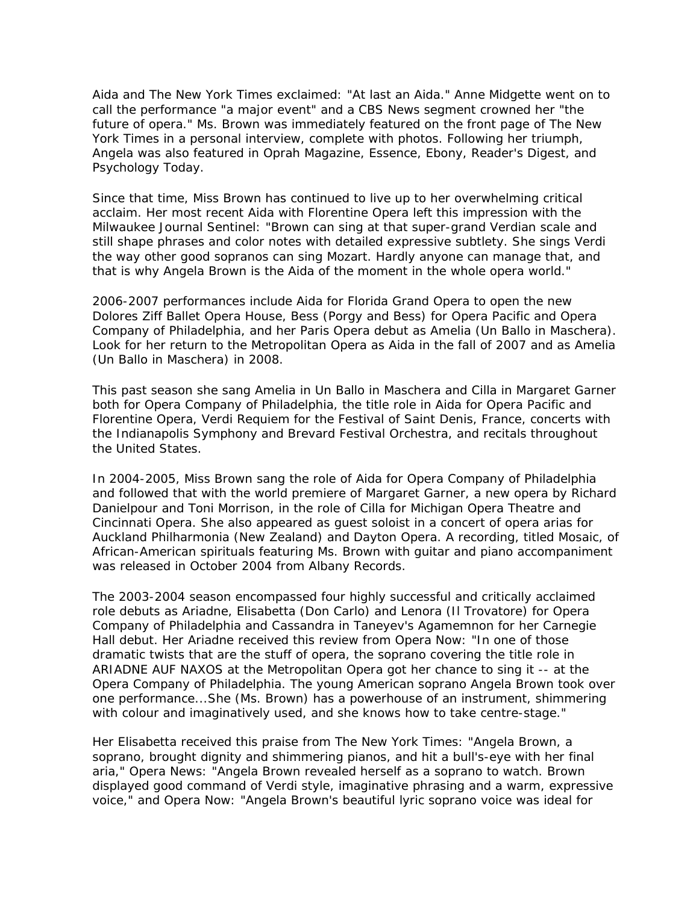Aida and The New York Times exclaimed: "At last an Aida." Anne Midgette went on to call the performance "a major event" and a CBS News segment crowned her "the future of opera." Ms. Brown was immediately featured on the front page of The New York Times in a personal interview, complete with photos. Following her triumph, Angela was also featured in Oprah Magazine, Essence, Ebony, Reader's Digest, and Psychology Today.

Since that time, Miss Brown has continued to live up to her overwhelming critical acclaim. Her most recent Aida with Florentine Opera left this impression with the Milwaukee Journal Sentinel: "Brown can sing at that super-grand Verdian scale and still shape phrases and color notes with detailed expressive subtlety. She sings Verdi the way other good sopranos can sing Mozart. Hardly anyone can manage that, and that is why Angela Brown is the Aida of the moment in the whole opera world."

2006-2007 performances include Aida for Florida Grand Opera to open the new Dolores Ziff Ballet Opera House, Bess (Porgy and Bess) for Opera Pacific and Opera Company of Philadelphia, and her Paris Opera debut as Amelia (Un Ballo in Maschera). Look for her return to the Metropolitan Opera as Aida in the fall of 2007 and as Amelia (Un Ballo in Maschera) in 2008.

This past season she sang Amelia in Un Ballo in Maschera and Cilla in Margaret Garner both for Opera Company of Philadelphia, the title role in Aida for Opera Pacific and Florentine Opera, Verdi Requiem for the Festival of Saint Denis, France, concerts with the Indianapolis Symphony and Brevard Festival Orchestra, and recitals throughout the United States.

In 2004-2005, Miss Brown sang the role of Aida for Opera Company of Philadelphia and followed that with the world premiere of Margaret Garner, a new opera by Richard Danielpour and Toni Morrison, in the role of Cilla for Michigan Opera Theatre and Cincinnati Opera. She also appeared as guest soloist in a concert of opera arias for Auckland Philharmonia (New Zealand) and Dayton Opera. A recording, titled Mosaic, of African-American spirituals featuring Ms. Brown with guitar and piano accompaniment was released in October 2004 from Albany Records.

The 2003-2004 season encompassed four highly successful and critically acclaimed role debuts as Ariadne, Elisabetta (Don Carlo) and Lenora (Il Trovatore) for Opera Company of Philadelphia and Cassandra in Taneyev's Agamemnon for her Carnegie Hall debut. Her Ariadne received this review from Opera Now: "In one of those dramatic twists that are the stuff of opera, the soprano covering the title role in ARIADNE AUF NAXOS at the Metropolitan Opera got her chance to sing it -- at the Opera Company of Philadelphia. The young American soprano Angela Brown took over one performance...She (Ms. Brown) has a powerhouse of an instrument, shimmering with colour and imaginatively used, and she knows how to take centre-stage."

Her Elisabetta received this praise from The New York Times: "Angela Brown, a soprano, brought dignity and shimmering pianos, and hit a bull's-eye with her final aria," Opera News: "Angela Brown revealed herself as a soprano to watch. Brown displayed good command of Verdi style, imaginative phrasing and a warm, expressive voice," and Opera Now: "Angela Brown's beautiful lyric soprano voice was ideal for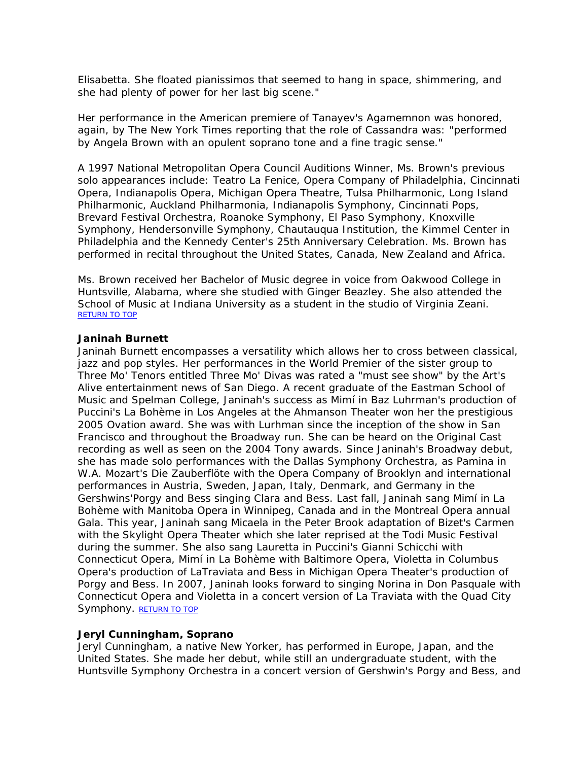Elisabetta. She floated pianissimos that seemed to hang in space, shimmering, and she had plenty of power for her last big scene."

Her performance in the American premiere of Tanayev's Agamemnon was honored, again, by The New York Times reporting that the role of Cassandra was: "performed by Angela Brown with an opulent soprano tone and a fine tragic sense."

A 1997 National Metropolitan Opera Council Auditions Winner, Ms. Brown's previous solo appearances include: Teatro La Fenice, Opera Company of Philadelphia, Cincinnati Opera, Indianapolis Opera, Michigan Opera Theatre, Tulsa Philharmonic, Long Island Philharmonic, Auckland Philharmonia, Indianapolis Symphony, Cincinnati Pops, Brevard Festival Orchestra, Roanoke Symphony, El Paso Symphony, Knoxville Symphony, Hendersonville Symphony, Chautauqua Institution, the Kimmel Center in Philadelphia and the Kennedy Center's 25th Anniversary Celebration. Ms. Brown has performed in recital throughout the United States, Canada, New Zealand and Africa.

Ms. Brown received her Bachelor of Music degree in voice from Oakwood College in Huntsville, Alabama, where she studied with Ginger Beazley. She also attended the School of Music at Indiana University as a student in the studio of Virginia Zeani.
RETURN TO TOP

**Janinah Burnett**

Janinah Burnett encompasses a versatility which allows her to cross between classical, jazz and pop styles. Her performances in the World Premier of the sister group to Three Mo' Tenors entitled Three Mo' Divas was rated a "must see show" by the Art's Alive entertainment news of San Diego. A recent graduate of the Eastman School of Music and Spelman College, Janinah's success as Mimí in Baz Luhrman's production of Puccini's La Bohème in Los Angeles at the Ahmanson Theater won her the prestigious 2005 Ovation award. She was with Lurhman since the inception of the show in San Francisco and throughout the Broadway run. She can be heard on the Original Cast recording as well as seen on the 2004 Tony awards. Since Janinah's Broadway debut, she has made solo performances with the Dallas Symphony Orchestra, as Pamina in W.A. Mozart's Die Zauberflöte with the Opera Company of Brooklyn and international performances in Austria, Sweden, Japan, Italy, Denmark, and Germany in the Gershwins'Porgy and Bess singing Clara and Bess. Last fall, Janinah sang Mimí in La Bohème with Manitoba Opera in Winnipeg, Canada and in the Montreal Opera annual Gala. This year, Janinah sang Micaela in the Peter Brook adaptation of Bizet's Carmen with the Skylight Opera Theater which she later reprised at the Todi Music Festival during the summer. She also sang Lauretta in Puccini's Gianni Schicchi with Connecticut Opera, Mimí in La Bohème with Baltimore Opera, Violetta in Columbus Opera's production of LaTraviata and Bess in Michigan Opera Theater's production of Porgy and Bess. In 2007, Janinah looks forward to singing Norina in Don Pasquale with Connecticut Opera and Violetta in a concert version of La Traviata with the Quad City Symphony. RETURN TO TOP

**Jeryl Cunningham, Soprano**

Jeryl Cunningham, a native New Yorker, has performed in Europe, Japan, and the United States. She made her debut, while still an undergraduate student, with the Huntsville Symphony Orchestra in a concert version of Gershwin's Porgy and Bess, and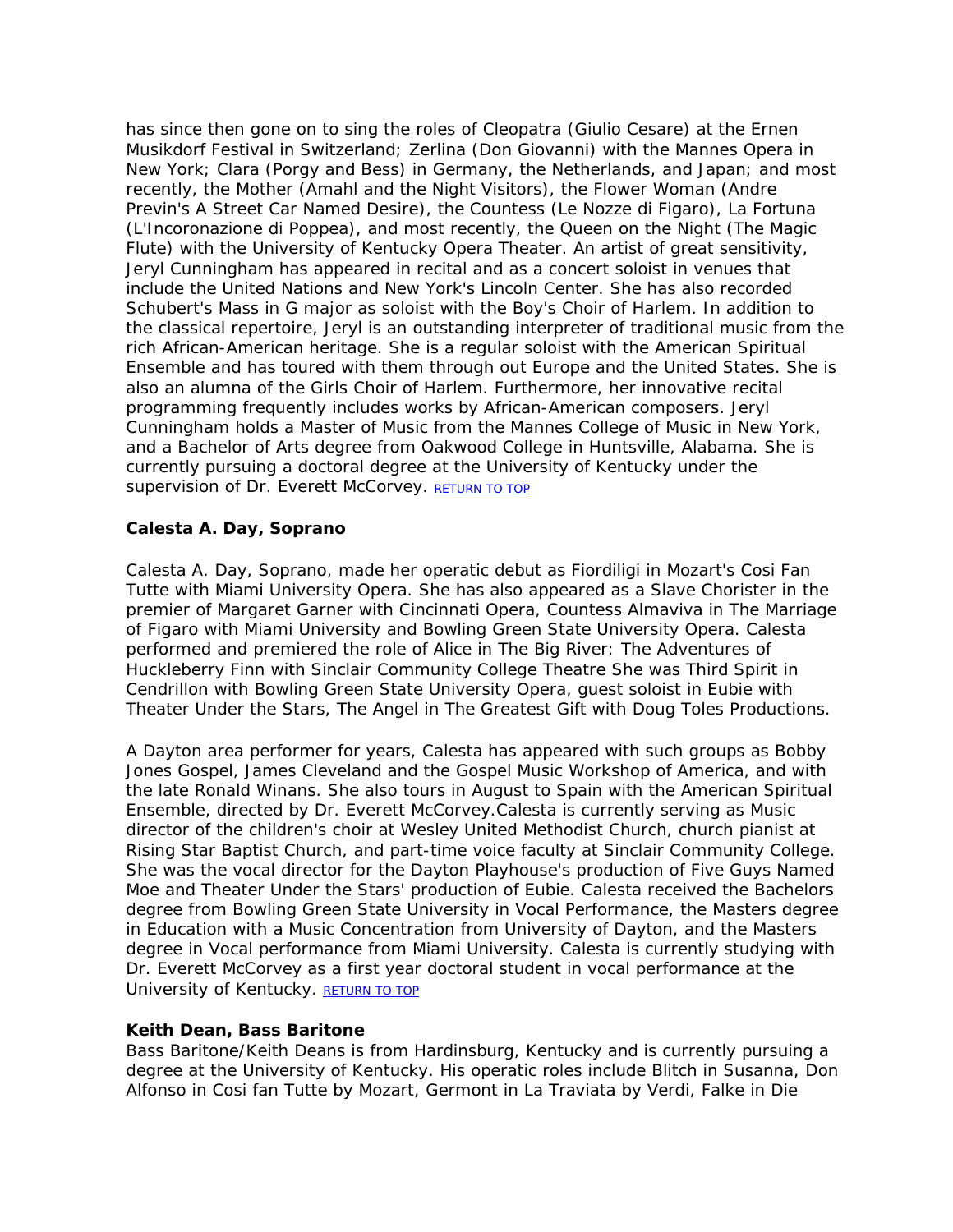has since then gone on to sing the roles of Cleopatra (Giulio Cesare) at the Ernen Musikdorf Festival in Switzerland; Zerlina (Don Giovanni) with the Mannes Opera in New York; Clara (Porgy and Bess) in Germany, the Netherlands, and Japan; and most recently, the Mother (Amahl and the Night Visitors), the Flower Woman (Andre Previn's A Street Car Named Desire), the Countess (Le Nozze di Figaro), La Fortuna (L'Incoronazione di Poppea), and most recently, the Queen on the Night (The Magic Flute) with the University of Kentucky Opera Theater. An artist of great sensitivity, Jeryl Cunningham has appeared in recital and as a concert soloist in venues that include the United Nations and New York's Lincoln Center. She has also recorded Schubert's Mass in G major as soloist with the Boy's Choir of Harlem. In addition to the classical repertoire, Jeryl is an outstanding interpreter of traditional music from the rich African-American heritage. She is a regular soloist with the American Spiritual Ensemble and has toured with them through out Europe and the United States. She is also an alumna of the Girls Choir of Harlem. Furthermore, her innovative recital programming frequently includes works by African-American composers. Jeryl Cunningham holds a Master of Music from the Mannes College of Music in New York, and a Bachelor of Arts degree from Oakwood College in Huntsville, Alabama. She is currently pursuing a doctoral degree at the University of Kentucky under the supervision of Dr. Everett McCorvey. RETURN TO TOP

**Calesta A. Day, Soprano**

Calesta A. Day, Soprano, made her operatic debut as Fiordiligi in Mozart's Cosi Fan Tutte with Miami University Opera. She has also appeared as a Slave Chorister in the premier of Margaret Garner with Cincinnati Opera, Countess Almaviva in The Marriage of Figaro with Miami University and Bowling Green State University Opera. Calesta performed and premiered the role of Alice in The Big River: The Adventures of Huckleberry Finn with Sinclair Community College Theatre She was Third Spirit in Cendrillon with Bowling Green State University Opera, guest soloist in Eubie with Theater Under the Stars, The Angel in The Greatest Gift with Doug Toles Productions.

A Dayton area performer for years, Calesta has appeared with such groups as Bobby Jones Gospel, James Cleveland and the Gospel Music Workshop of America, and with the late Ronald Winans. She also tours in August to Spain with the American Spiritual Ensemble, directed by Dr. Everett McCorvey.Calesta is currently serving as Music director of the children's choir at Wesley United Methodist Church, church pianist at Rising Star Baptist Church, and part-time voice faculty at Sinclair Community College. She was the vocal director for the Dayton Playhouse's production of Five Guys Named Moe and Theater Under the Stars' production of Eubie. Calesta received the Bachelors degree from Bowling Green State University in Vocal Performance, the Masters degree in Education with a Music Concentration from University of Dayton, and the Masters degree in Vocal performance from Miami University. Calesta is currently studying with Dr. Everett McCorvey as a first year doctoral student in vocal performance at the University of Kentucky. RETURN TO TOP

**Keith Dean, Bass Baritone**

Bass Baritone/Keith Deans is from Hardinsburg, Kentucky and is currently pursuing a degree at the University of Kentucky. His operatic roles include Blitch in Susanna, Don Alfonso in Cosi fan Tutte by Mozart, Germont in La Traviata by Verdi, Falke in Die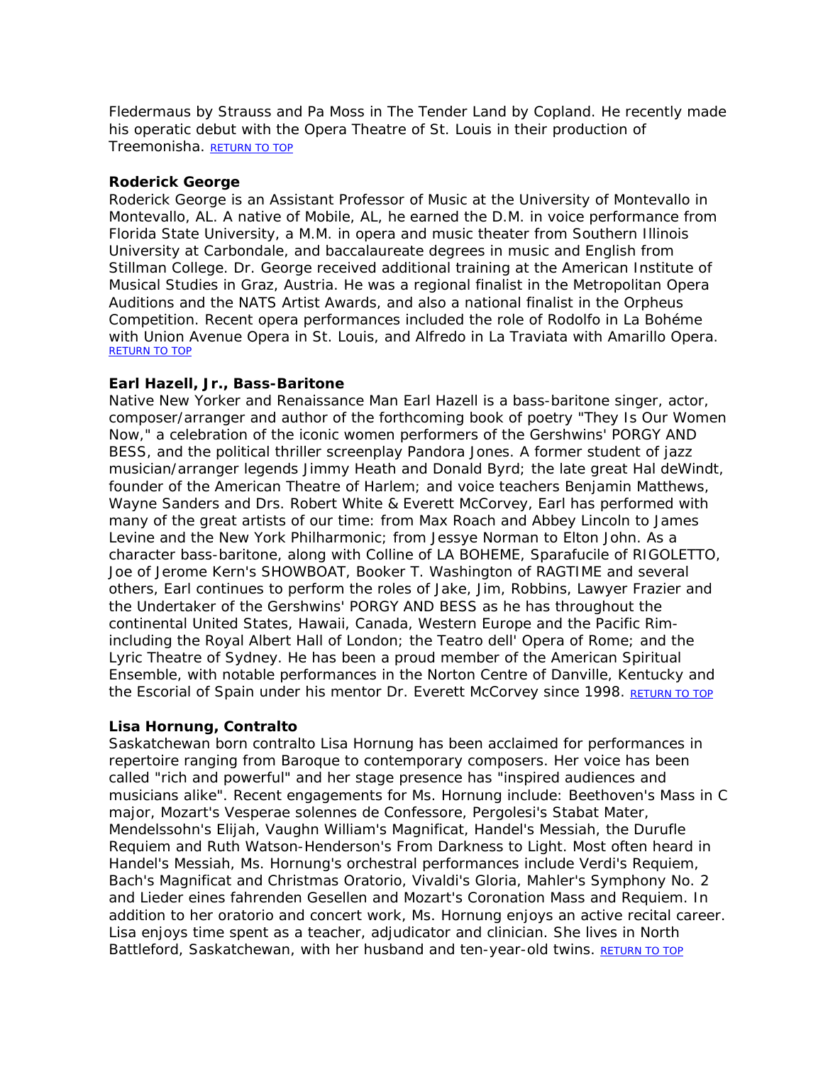Fledermaus by Strauss and Pa Moss in The Tender Land by Copland. He recently made his operatic debut with the Opera Theatre of St. Louis in their production of Treemonisha. RETURN TO TOP

**Roderick George**

Roderick George is an Assistant Professor of Music at the University of Montevallo in Montevallo, AL. A native of Mobile, AL, he earned the D.M. in voice performance from Florida State University, a M.M. in opera and music theater from Southern Illinois University at Carbondale, and baccalaureate degrees in music and English from Stillman College. Dr. George received additional training at the American Institute of Musical Studies in Graz, Austria. He was a regional finalist in the Metropolitan Opera Auditions and the NATS Artist Awards, and also a national finalist in the Orpheus Competition. Recent opera performances included the role of Rodolfo in La Bohéme with Union Avenue Opera in St. Louis, and Alfredo in La Traviata with Amarillo Opera. RETURN TO TOP

**Earl Hazell, Jr., Bass-Baritone**

Native New Yorker and Renaissance Man Earl Hazell is a bass-baritone singer, actor, composer/arranger and author of the forthcoming book of poetry "They Is Our Women Now," a celebration of the iconic women performers of the Gershwins' PORGY AND BESS, and the political thriller screenplay Pandora Jones. A former student of jazz musician/arranger legends Jimmy Heath and Donald Byrd; the late great Hal deWindt, founder of the American Theatre of Harlem; and voice teachers Benjamin Matthews, Wayne Sanders and Drs. Robert White & Everett McCorvey, Earl has performed with many of the great artists of our time: from Max Roach and Abbey Lincoln to James Levine and the New York Philharmonic; from Jessye Norman to Elton John. As a character bass-baritone, along with Colline of LA BOHEME, Sparafucile of RIGOLETTO, Joe of Jerome Kern's SHOWBOAT, Booker T. Washington of RAGTIME and several others, Earl continues to perform the roles of Jake, Jim, Robbins, Lawyer Frazier and the Undertaker of the Gershwins' PORGY AND BESS as he has throughout the continental United States, Hawaii, Canada, Western Europe and the Pacific Rim- including the Royal Albert Hall of London; the Teatro dell' Opera of Rome; and the Lyric Theatre of Sydney. He has been a proud member of the American Spiritual Ensemble, with notable performances in the Norton Centre of Danville, Kentucky and the Escorial of Spain under his mentor Dr. Everett McCorvey since 1998. RETURN TO TOP

**Lisa Hornung, Contralto**

Saskatchewan born contralto Lisa Hornung has been acclaimed for performances in repertoire ranging from Baroque to contemporary composers. Her voice has been called "rich and powerful" and her stage presence has "inspired audiences and musicians alike". Recent engagements for Ms. Hornung include: Beethoven's Mass in C major, Mozart's Vesperae solennes de Confessore, Pergolesi's Stabat Mater, Mendelssohn's Elijah, Vaughn William's Magnificat, Handel's Messiah, the Durufle Requiem and Ruth Watson-Henderson's From Darkness to Light. Most often heard in Handel's Messiah, Ms. Hornung's orchestral performances include Verdi's Requiem, Bach's Magnificat and Christmas Oratorio, Vivaldi's Gloria, Mahler's Symphony No. 2 and Lieder eines fahrenden Gesellen and Mozart's Coronation Mass and Requiem. In addition to her oratorio and concert work, Ms. Hornung enjoys an active recital career. Lisa enjoys time spent as a teacher, adjudicator and clinician. She lives in North Battleford, Saskatchewan, with her husband and ten-year-old twins. RETURN TO TOP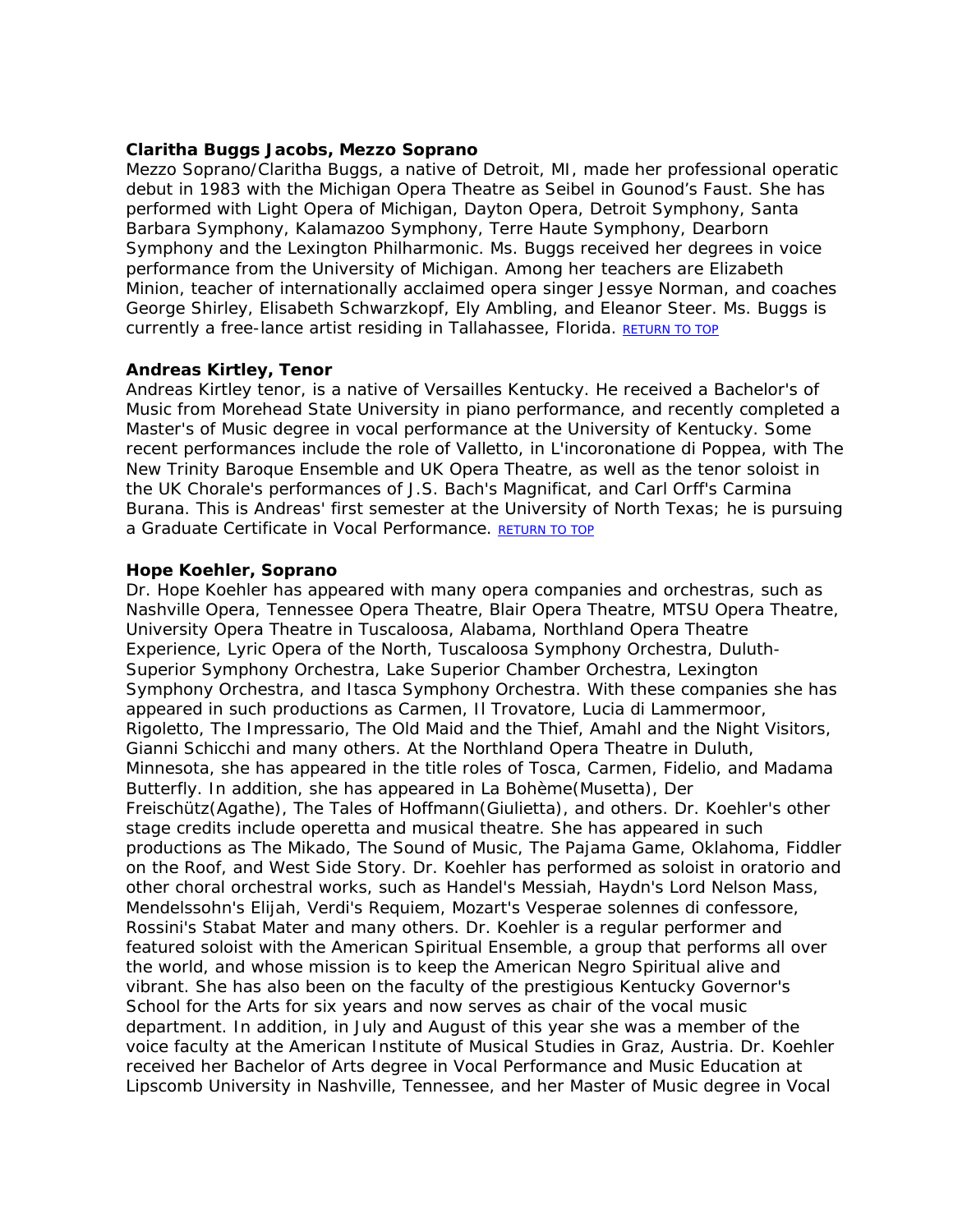**Claritha Buggs Jacobs, Mezzo Soprano**
Mezzo Soprano/Claritha Buggs, a native of Detroit, MI, made her professional operatic debut in 1983 with the Michigan Opera Theatre as Seibel in Gounod's Faust. She has performed with Light Opera of Michigan, Dayton Opera, Detroit Symphony, Santa Barbara Symphony, Kalamazoo Symphony, Terre Haute Symphony, Dearborn Symphony and the Lexington Philharmonic. Ms. Buggs received her degrees in voice performance from the University of Michigan. Among her teachers are Elizabeth Minion, teacher of internationally acclaimed opera singer Jessye Norman, and coaches George Shirley, Elisabeth Schwarzkopf, Ely Ambling, and Eleanor Steer. Ms. Buggs is currently a free-lance artist residing in Tallahassee, Florida. RETURN TO TOP

**Andreas Kirtley, Tenor**
Andreas Kirtley tenor, is a native of Versailles Kentucky. He received a Bachelor's of Music from Morehead State University in piano performance, and recently completed a Master's of Music degree in vocal performance at the University of Kentucky. Some recent performances include the role of Valletto, in L'incoronatione di Poppea, with The New Trinity Baroque Ensemble and UK Opera Theatre, as well as the tenor soloist in the UK Chorale's performances of J.S. Bach's Magnificat, and Carl Orff's Carmina Burana. This is Andreas' first semester at the University of North Texas; he is pursuing a Graduate Certificate in Vocal Performance. RETURN TO TOP

**Hope Koehler, Soprano**
Dr. Hope Koehler has appeared with many opera companies and orchestras, such as Nashville Opera, Tennessee Opera Theatre, Blair Opera Theatre, MTSU Opera Theatre, University Opera Theatre in Tuscaloosa, Alabama, Northland Opera Theatre Experience, Lyric Opera of the North, Tuscaloosa Symphony Orchestra, Duluth-Superior Symphony Orchestra, Lake Superior Chamber Orchestra, Lexington Symphony Orchestra, and Itasca Symphony Orchestra. With these companies she has appeared in such productions as Carmen, Il Trovatore, Lucia di Lammermoor, Rigoletto, The Impressario, The Old Maid and the Thief, Amahl and the Night Visitors, Gianni Schicchi and many others. At the Northland Opera Theatre in Duluth, Minnesota, she has appeared in the title roles of Tosca, Carmen, Fidelio, and Madama Butterfly. In addition, she has appeared in La Bohème(Musetta), Der Freischütz(Agathe), The Tales of Hoffmann(Giulietta), and others. Dr. Koehler's other stage credits include operetta and musical theatre. She has appeared in such productions as The Mikado, The Sound of Music, The Pajama Game, Oklahoma, Fiddler on the Roof, and West Side Story. Dr. Koehler has performed as soloist in oratorio and other choral orchestral works, such as Handel's Messiah, Haydn's Lord Nelson Mass, Mendelssohn's Elijah, Verdi's Requiem, Mozart's Vesperae solennes di confessore, Rossini's Stabat Mater and many others. Dr. Koehler is a regular performer and featured soloist with the American Spiritual Ensemble, a group that performs all over the world, and whose mission is to keep the American Negro Spiritual alive and vibrant. She has also been on the faculty of the prestigious Kentucky Governor's School for the Arts for six years and now serves as chair of the vocal music department. In addition, in July and August of this year she was a member of the voice faculty at the American Institute of Musical Studies in Graz, Austria. Dr. Koehler received her Bachelor of Arts degree in Vocal Performance and Music Education at Lipscomb University in Nashville, Tennessee, and her Master of Music degree in Vocal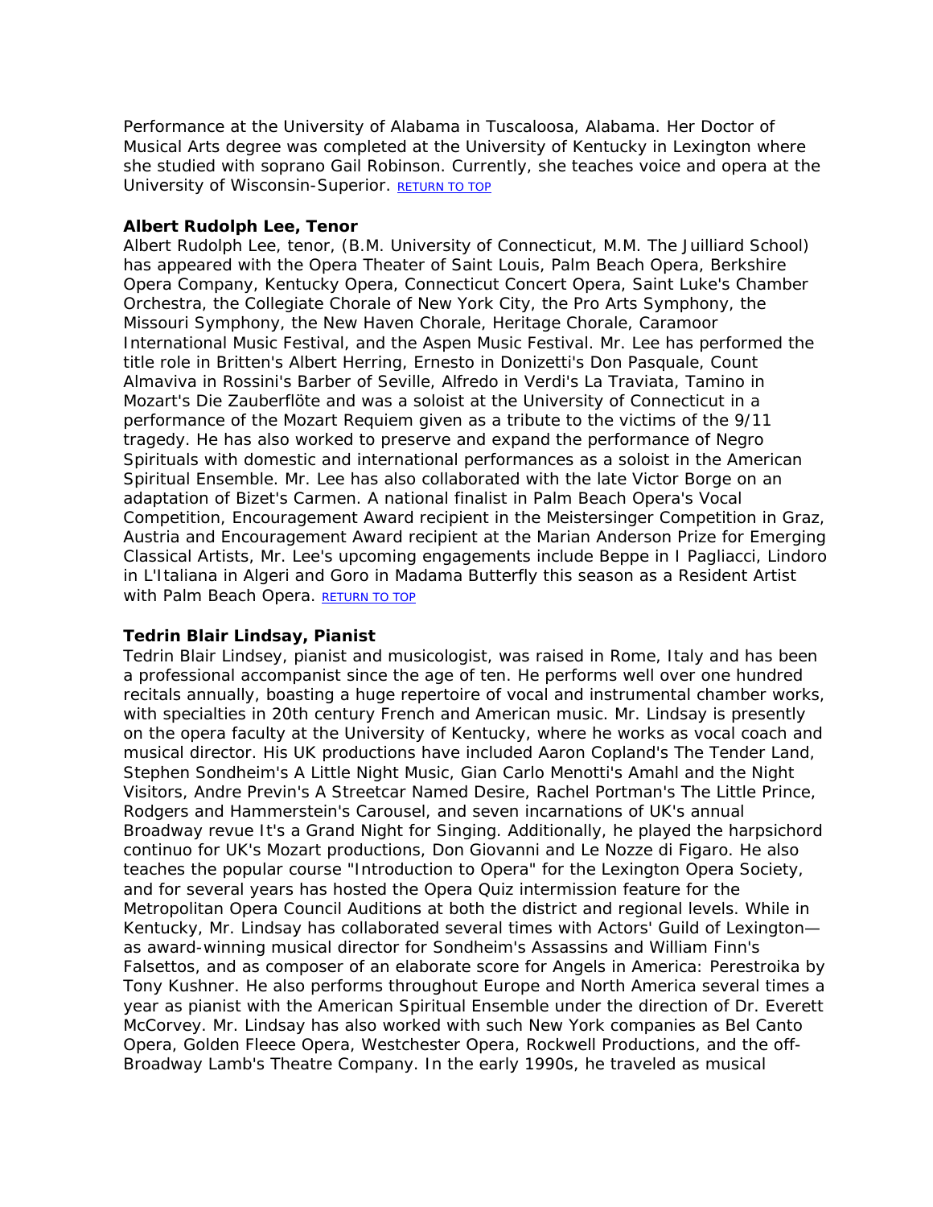Performance at the University of Alabama in Tuscaloosa, Alabama. Her Doctor of Musical Arts degree was completed at the University of Kentucky in Lexington where she studied with soprano Gail Robinson. Currently, she teaches voice and opera at the University of Wisconsin-Superior. RETURN TO TOP

**Albert Rudolph Lee, Tenor**
Albert Rudolph Lee, tenor, (B.M. University of Connecticut, M.M. The Juilliard School) has appeared with the Opera Theater of Saint Louis, Palm Beach Opera, Berkshire Opera Company, Kentucky Opera, Connecticut Concert Opera, Saint Luke's Chamber Orchestra, the Collegiate Chorale of New York City, the Pro Arts Symphony, the Missouri Symphony, the New Haven Chorale, Heritage Chorale, Caramoor International Music Festival, and the Aspen Music Festival. Mr. Lee has performed the title role in Britten's Albert Herring, Ernesto in Donizetti's Don Pasquale, Count Almaviva in Rossini's Barber of Seville, Alfredo in Verdi's La Traviata, Tamino in Mozart's Die Zauberflöte and was a soloist at the University of Connecticut in a performance of the Mozart Requiem given as a tribute to the victims of the 9/11 tragedy. He has also worked to preserve and expand the performance of Negro Spirituals with domestic and international performances as a soloist in the American Spiritual Ensemble. Mr. Lee has also collaborated with the late Victor Borge on an adaptation of Bizet's Carmen. A national finalist in Palm Beach Opera's Vocal Competition, Encouragement Award recipient in the Meistersinger Competition in Graz, Austria and Encouragement Award recipient at the Marian Anderson Prize for Emerging Classical Artists, Mr. Lee's upcoming engagements include Beppe in I Pagliacci, Lindoro in L'Italiana in Algeri and Goro in Madama Butterfly this season as a Resident Artist with Palm Beach Opera. RETURN TO TOP

**Tedrin Blair Lindsay, Pianist**
Tedrin Blair Lindsey, pianist and musicologist, was raised in Rome, Italy and has been a professional accompanist since the age of ten. He performs well over one hundred recitals annually, boasting a huge repertoire of vocal and instrumental chamber works, with specialties in 20th century French and American music. Mr. Lindsay is presently on the opera faculty at the University of Kentucky, where he works as vocal coach and musical director. His UK productions have included Aaron Copland's The Tender Land, Stephen Sondheim's A Little Night Music, Gian Carlo Menotti's Amahl and the Night Visitors, Andre Previn's A Streetcar Named Desire, Rachel Portman's The Little Prince, Rodgers and Hammerstein's Carousel, and seven incarnations of UK's annual Broadway revue It's a Grand Night for Singing. Additionally, he played the harpsichord continuo for UK's Mozart productions, Don Giovanni and Le Nozze di Figaro. He also teaches the popular course "Introduction to Opera" for the Lexington Opera Society, and for several years has hosted the Opera Quiz intermission feature for the Metropolitan Opera Council Auditions at both the district and regional levels. While in Kentucky, Mr. Lindsay has collaborated several times with Actors' Guild of Lexington—as award-winning musical director for Sondheim's Assassins and William Finn's Falsettos, and as composer of an elaborate score for Angels in America: Perestroika by Tony Kushner. He also performs throughout Europe and North America several times a year as pianist with the American Spiritual Ensemble under the direction of Dr. Everett McCorvey. Mr. Lindsay has also worked with such New York companies as Bel Canto Opera, Golden Fleece Opera, Westchester Opera, Rockwell Productions, and the off-Broadway Lamb's Theatre Company. In the early 1990s, he traveled as musical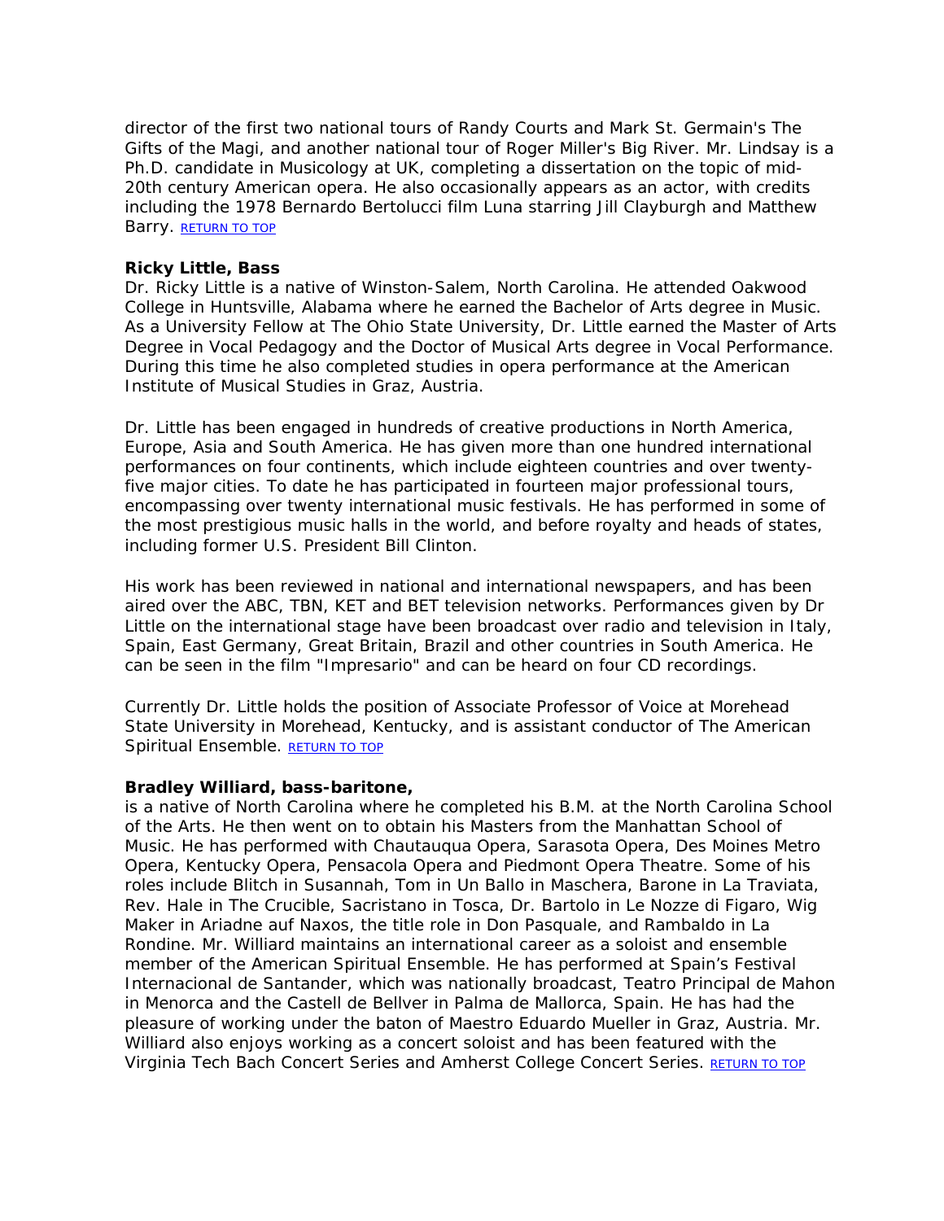director of the first two national tours of Randy Courts and Mark St. Germain's The Gifts of the Magi, and another national tour of Roger Miller's Big River. Mr. Lindsay is a Ph.D. candidate in Musicology at UK, completing a dissertation on the topic of mid-20th century American opera. He also occasionally appears as an actor, with credits including the 1978 Bernardo Bertolucci film Luna starring Jill Clayburgh and Matthew Barry. RETURN TO TOP

**Ricky Little, Bass**
Dr. Ricky Little is a native of Winston-Salem, North Carolina. He attended Oakwood College in Huntsville, Alabama where he earned the Bachelor of Arts degree in Music. As a University Fellow at The Ohio State University, Dr. Little earned the Master of Arts Degree in Vocal Pedagogy and the Doctor of Musical Arts degree in Vocal Performance. During this time he also completed studies in opera performance at the American Institute of Musical Studies in Graz, Austria.

Dr. Little has been engaged in hundreds of creative productions in North America, Europe, Asia and South America. He has given more than one hundred international performances on four continents, which include eighteen countries and over twenty-five major cities. To date he has participated in fourteen major professional tours, encompassing over twenty international music festivals. He has performed in some of the most prestigious music halls in the world, and before royalty and heads of states, including former U.S. President Bill Clinton.

His work has been reviewed in national and international newspapers, and has been aired over the ABC, TBN, KET and BET television networks. Performances given by Dr Little on the international stage have been broadcast over radio and television in Italy, Spain, East Germany, Great Britain, Brazil and other countries in South America. He can be seen in the film "Impresario" and can be heard on four CD recordings.

Currently Dr. Little holds the position of Associate Professor of Voice at Morehead State University in Morehead, Kentucky, and is assistant conductor of The American Spiritual Ensemble. RETURN TO TOP

**Bradley Williard, bass-baritone,**
is a native of North Carolina where he completed his B.M. at the North Carolina School of the Arts. He then went on to obtain his Masters from the Manhattan School of Music. He has performed with Chautauqua Opera, Sarasota Opera, Des Moines Metro Opera, Kentucky Opera, Pensacola Opera and Piedmont Opera Theatre. Some of his roles include Blitch in Susannah, Tom in Un Ballo in Maschera, Barone in La Traviata, Rev. Hale in The Crucible, Sacristano in Tosca, Dr. Bartolo in Le Nozze di Figaro, Wig Maker in Ariadne auf Naxos, the title role in Don Pasquale, and Rambaldo in La Rondine. Mr. Williard maintains an international career as a soloist and ensemble member of the American Spiritual Ensemble. He has performed at Spain's Festival Internacional de Santander, which was nationally broadcast, Teatro Principal de Mahon in Menorca and the Castell de Bellver in Palma de Mallorca, Spain. He has had the pleasure of working under the baton of Maestro Eduardo Mueller in Graz, Austria. Mr. Williard also enjoys working as a concert soloist and has been featured with the Virginia Tech Bach Concert Series and Amherst College Concert Series. RETURN TO TOP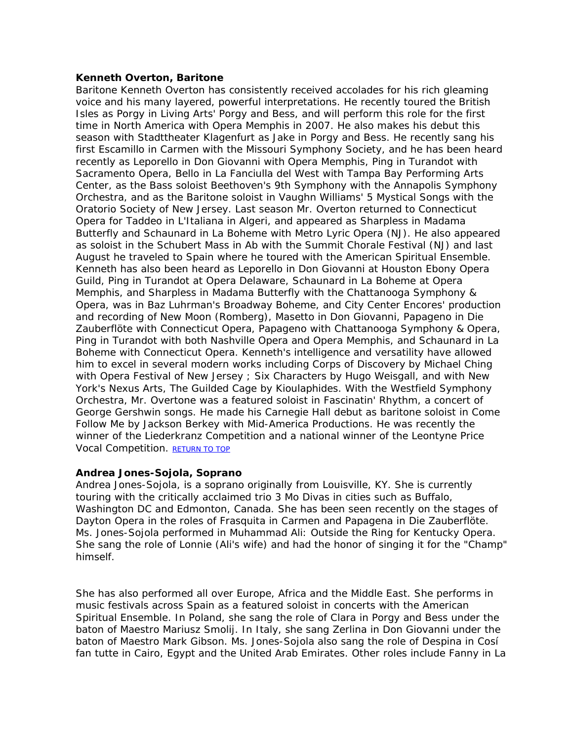**Kenneth Overton, Baritone**

Baritone Kenneth Overton has consistently received accolades for his rich gleaming voice and his many layered, powerful interpretations. He recently toured the British Isles as Porgy in Living Arts' Porgy and Bess, and will perform this role for the first time in North America with Opera Memphis in 2007. He also makes his debut this season with Stadttheater Klagenfurt as Jake in Porgy and Bess. He recently sang his first Escamillo in Carmen with the Missouri Symphony Society, and he has been heard recently as Leporello in Don Giovanni with Opera Memphis, Ping in Turandot with Sacramento Opera, Bello in La Fanciulla del West with Tampa Bay Performing Arts Center, as the Bass soloist Beethoven's 9th Symphony with the Annapolis Symphony Orchestra, and as the Baritone soloist in Vaughn Williams' 5 Mystical Songs with the Oratorio Society of New Jersey. Last season Mr. Overton returned to Connecticut Opera for Taddeo in L'Italiana in Algeri, and appeared as Sharpless in Madama Butterfly and Schaunard in La Boheme with Metro Lyric Opera (NJ). He also appeared as soloist in the Schubert Mass in Ab with the Summit Chorale Festival (NJ) and last August he traveled to Spain where he toured with the American Spiritual Ensemble. Kenneth has also been heard as Leporello in Don Giovanni at Houston Ebony Opera Guild, Ping in Turandot at Opera Delaware, Schaunard in La Boheme at Opera Memphis, and Sharpless in Madama Butterfly with the Chattanooga Symphony & Opera, was in Baz Luhrman's Broadway Boheme, and City Center Encores' production and recording of New Moon (Romberg), Masetto in Don Giovanni, Papageno in Die Zauberflöte with Connecticut Opera, Papageno with Chattanooga Symphony & Opera, Ping in Turandot with both Nashville Opera and Opera Memphis, and Schaunard in La Boheme with Connecticut Opera. Kenneth's intelligence and versatility have allowed him to excel in several modern works including Corps of Discovery by Michael Ching with Opera Festival of New Jersey ; Six Characters by Hugo Weisgall, and with New York's Nexus Arts, The Guilded Cage by Kioulaphides. With the Westfield Symphony Orchestra, Mr. Overtone was a featured soloist in Fascinatin' Rhythm, a concert of George Gershwin songs. He made his Carnegie Hall debut as baritone soloist in Come Follow Me by Jackson Berkey with Mid-America Productions. He was recently the winner of the Liederkranz Competition and a national winner of the Leontyne Price Vocal Competition. RETURN TO TOP

**Andrea Jones-Sojola, Soprano**

Andrea Jones-Sojola, is a soprano originally from Louisville, KY. She is currently touring with the critically acclaimed trio 3 Mo Divas in cities such as Buffalo, Washington DC and Edmonton, Canada. She has been seen recently on the stages of Dayton Opera in the roles of Frasquita in Carmen and Papagena in Die Zauberflöte. Ms. Jones-Sojola performed in Muhammad Ali: Outside the Ring for Kentucky Opera. She sang the role of Lonnie (Ali's wife) and had the honor of singing it for the "Champ" himself.

She has also performed all over Europe, Africa and the Middle East. She performs in music festivals across Spain as a featured soloist in concerts with the American Spiritual Ensemble. In Poland, she sang the role of Clara in Porgy and Bess under the baton of Maestro Mariusz Smolij. In Italy, she sang Zerlina in Don Giovanni under the baton of Maestro Mark Gibson. Ms. Jones-Sojola also sang the role of Despina in Cosí fan tutte in Cairo, Egypt and the United Arab Emirates. Other roles include Fanny in La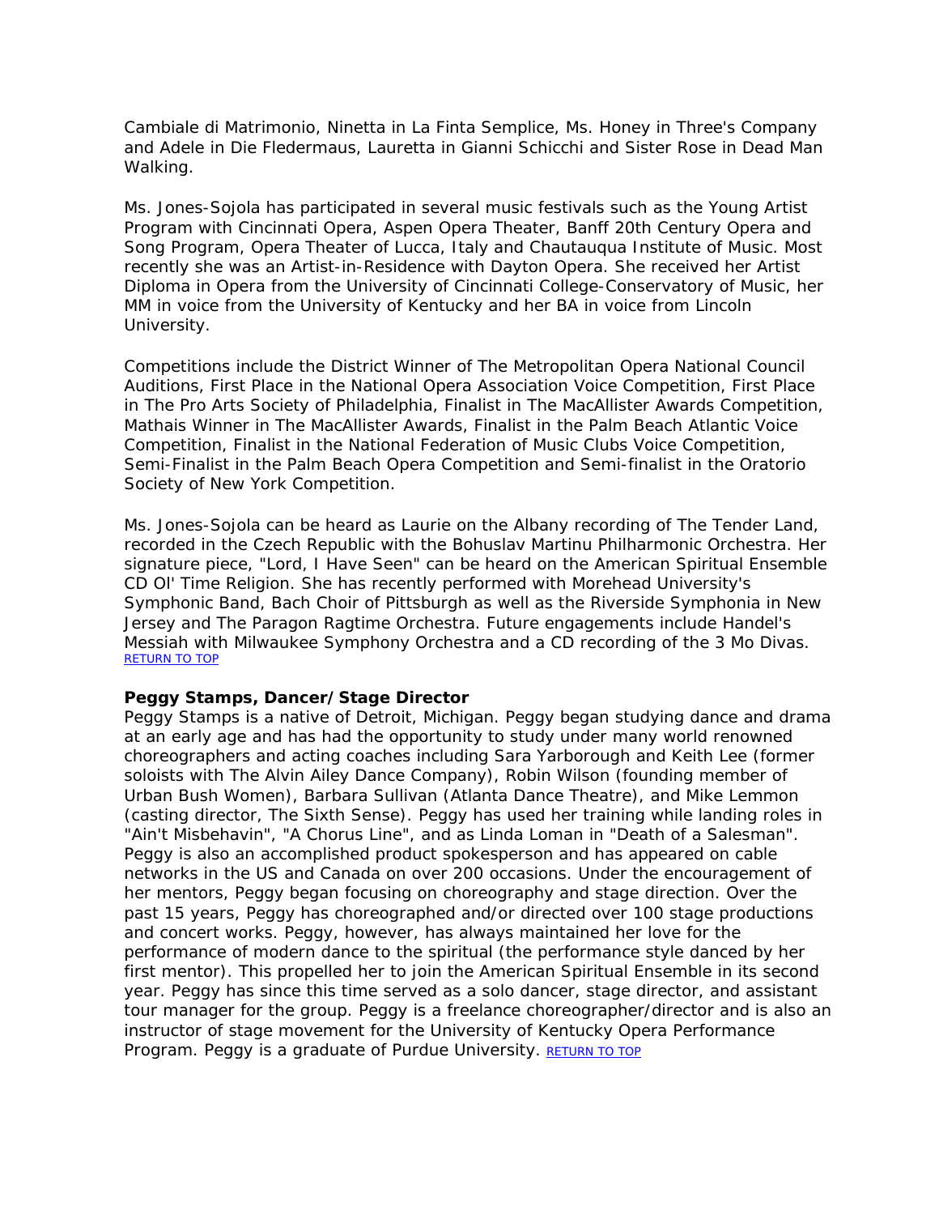Cambiale di Matrimonio, Ninetta in La Finta Semplice, Ms. Honey in Three's Company and Adele in Die Fledermaus, Lauretta in Gianni Schicchi and Sister Rose in Dead Man Walking.

Ms. Jones-Sojola has participated in several music festivals such as the Young Artist Program with Cincinnati Opera, Aspen Opera Theater, Banff 20th Century Opera and Song Program, Opera Theater of Lucca, Italy and Chautauqua Institute of Music. Most recently she was an Artist-in-Residence with Dayton Opera. She received her Artist Diploma in Opera from the University of Cincinnati College-Conservatory of Music, her MM in voice from the University of Kentucky and her BA in voice from Lincoln University.

Competitions include the District Winner of The Metropolitan Opera National Council Auditions, First Place in the National Opera Association Voice Competition, First Place in The Pro Arts Society of Philadelphia, Finalist in The MacAllister Awards Competition, Mathais Winner in The MacAllister Awards, Finalist in the Palm Beach Atlantic Voice Competition, Finalist in the National Federation of Music Clubs Voice Competition, Semi-Finalist in the Palm Beach Opera Competition and Semi-finalist in the Oratorio Society of New York Competition.

Ms. Jones-Sojola can be heard as Laurie on the Albany recording of The Tender Land, recorded in the Czech Republic with the Bohuslav Martinu Philharmonic Orchestra. Her signature piece, "Lord, I Have Seen" can be heard on the American Spiritual Ensemble CD Ol' Time Religion. She has recently performed with Morehead University's Symphonic Band, Bach Choir of Pittsburgh as well as the Riverside Symphonia in New Jersey and The Paragon Ragtime Orchestra. Future engagements include Handel's Messiah with Milwaukee Symphony Orchestra and a CD recording of the 3 Mo Divas. RETURN TO TOP

**Peggy Stamps, Dancer/Stage Director**

Peggy Stamps is a native of Detroit, Michigan. Peggy began studying dance and drama at an early age and has had the opportunity to study under many world renowned choreographers and acting coaches including Sara Yarborough and Keith Lee (former soloists with The Alvin Ailey Dance Company), Robin Wilson (founding member of Urban Bush Women), Barbara Sullivan (Atlanta Dance Theatre), and Mike Lemmon (casting director, The Sixth Sense). Peggy has used her training while landing roles in "Ain't Misbehavin", "A Chorus Line", and as Linda Loman in "Death of a Salesman". Peggy is also an accomplished product spokesperson and has appeared on cable networks in the US and Canada on over 200 occasions. Under the encouragement of her mentors, Peggy began focusing on choreography and stage direction. Over the past 15 years, Peggy has choreographed and/or directed over 100 stage productions and concert works. Peggy, however, has always maintained her love for the performance of modern dance to the spiritual (the performance style danced by her first mentor). This propelled her to join the American Spiritual Ensemble in its second year. Peggy has since this time served as a solo dancer, stage director, and assistant tour manager for the group. Peggy is a freelance choreographer/director and is also an instructor of stage movement for the University of Kentucky Opera Performance Program. Peggy is a graduate of Purdue University. RETURN TO TOP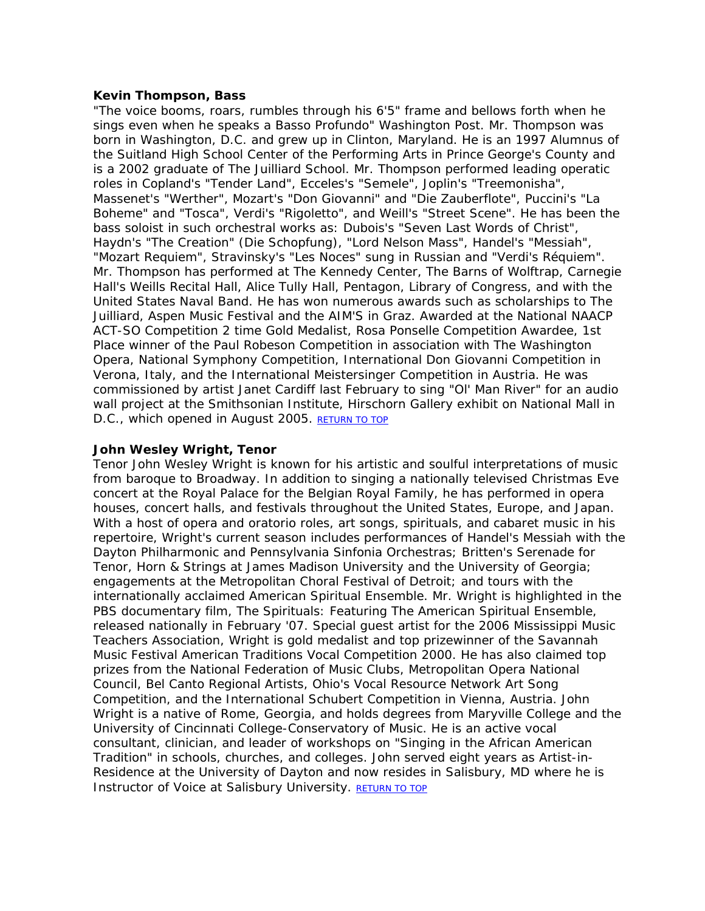**Kevin Thompson, Bass**

"The voice booms, roars, rumbles through his 6'5" frame and bellows forth when he sings even when he speaks a Basso Profundo" Washington Post. Mr. Thompson was born in Washington, D.C. and grew up in Clinton, Maryland. He is an 1997 Alumnus of the Suitland High School Center of the Performing Arts in Prince George's County and is a 2002 graduate of The Juilliard School. Mr. Thompson performed leading operatic roles in Copland's "Tender Land", Ecceles's "Semele", Joplin's "Treemonisha", Massenet's "Werther", Mozart's "Don Giovanni" and "Die Zauberflote", Puccini's "La Boheme" and "Tosca", Verdi's "Rigoletto", and Weill's "Street Scene". He has been the bass soloist in such orchestral works as: Dubois's "Seven Last Words of Christ", Haydn's "The Creation" (Die Schopfung), "Lord Nelson Mass", Handel's "Messiah", "Mozart Requiem", Stravinsky's "Les Noces" sung in Russian and "Verdi's Réquiem". Mr. Thompson has performed at The Kennedy Center, The Barns of Wolftrap, Carnegie Hall's Weills Recital Hall, Alice Tully Hall, Pentagon, Library of Congress, and with the United States Naval Band. He has won numerous awards such as scholarships to The Juilliard, Aspen Music Festival and the AIM'S in Graz. Awarded at the National NAACP ACT-SO Competition 2 time Gold Medalist, Rosa Ponselle Competition Awardee, 1st Place winner of the Paul Robeson Competition in association with The Washington Opera, National Symphony Competition, International Don Giovanni Competition in Verona, Italy, and the International Meistersinger Competition in Austria. He was commissioned by artist Janet Cardiff last February to sing "Ol' Man River" for an audio wall project at the Smithsonian Institute, Hirschorn Gallery exhibit on National Mall in D.C., which opened in August 2005. RETURN TO TOP

**John Wesley Wright, Tenor**

Tenor John Wesley Wright is known for his artistic and soulful interpretations of music from baroque to Broadway. In addition to singing a nationally televised Christmas Eve concert at the Royal Palace for the Belgian Royal Family, he has performed in opera houses, concert halls, and festivals throughout the United States, Europe, and Japan. With a host of opera and oratorio roles, art songs, spirituals, and cabaret music in his repertoire, Wright's current season includes performances of Handel's Messiah with the Dayton Philharmonic and Pennsylvania Sinfonia Orchestras; Britten's Serenade for Tenor, Horn & Strings at James Madison University and the University of Georgia; engagements at the Metropolitan Choral Festival of Detroit; and tours with the internationally acclaimed American Spiritual Ensemble. Mr. Wright is highlighted in the PBS documentary film, The Spirituals: Featuring The American Spiritual Ensemble, released nationally in February '07. Special guest artist for the 2006 Mississippi Music Teachers Association, Wright is gold medalist and top prizewinner of the Savannah Music Festival American Traditions Vocal Competition 2000. He has also claimed top prizes from the National Federation of Music Clubs, Metropolitan Opera National Council, Bel Canto Regional Artists, Ohio's Vocal Resource Network Art Song Competition, and the International Schubert Competition in Vienna, Austria. John Wright is a native of Rome, Georgia, and holds degrees from Maryville College and the University of Cincinnati College-Conservatory of Music. He is an active vocal consultant, clinician, and leader of workshops on "Singing in the African American Tradition" in schools, churches, and colleges. John served eight years as Artist-in-Residence at the University of Dayton and now resides in Salisbury, MD where he is Instructor of Voice at Salisbury University. RETURN TO TOP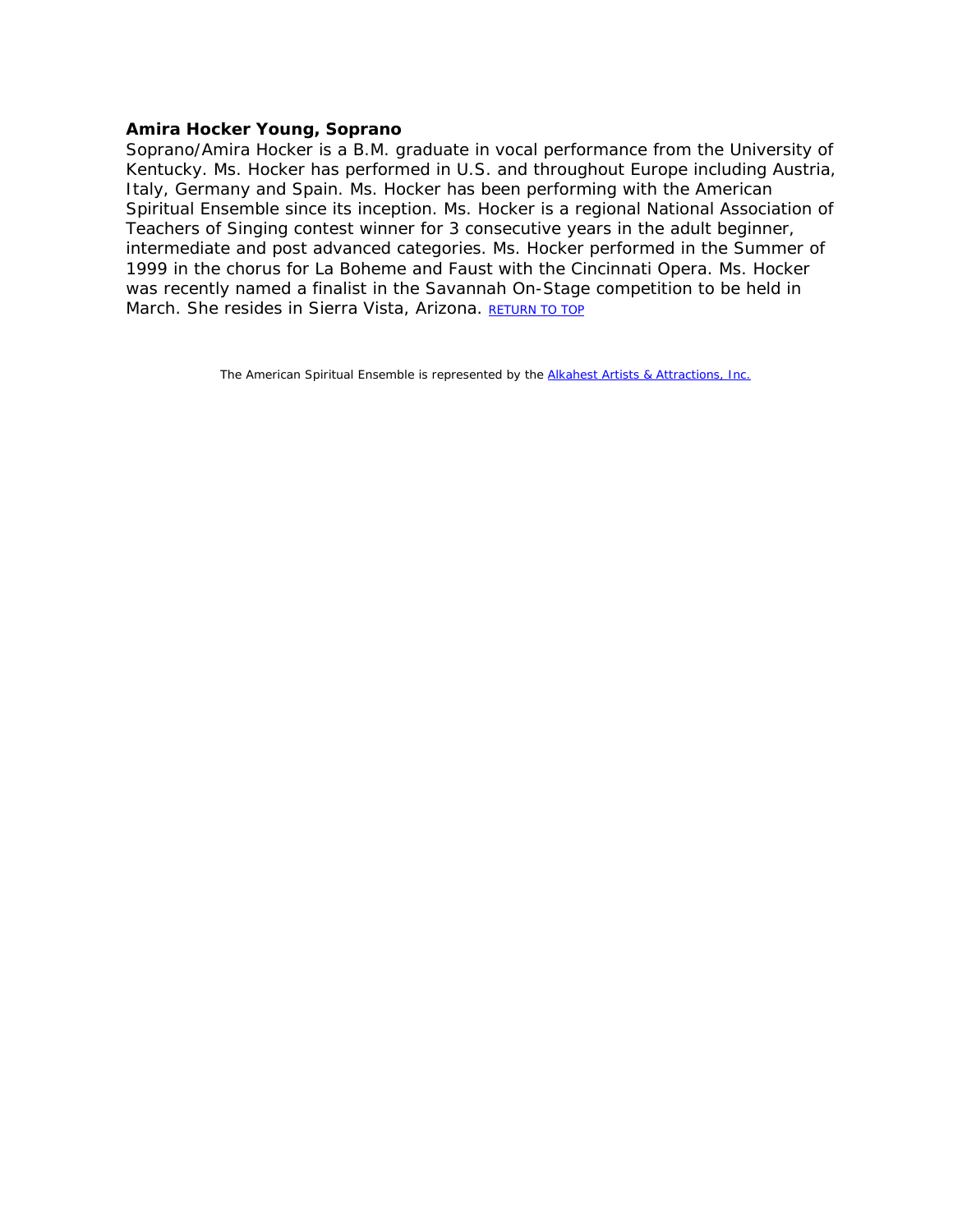**Amira Hocker Young, Soprano**

Soprano/Amira Hocker is a B.M. graduate in vocal performance from the University of Kentucky. Ms. Hocker has performed in U.S. and throughout Europe including Austria, Italy, Germany and Spain. Ms. Hocker has been performing with the American Spiritual Ensemble since its inception. Ms. Hocker is a regional National Association of Teachers of Singing contest winner for 3 consecutive years in the adult beginner, intermediate and post advanced categories. Ms. Hocker performed in the Summer of 1999 in the chorus for La Boheme and Faust with the Cincinnati Opera. Ms. Hocker was recently named a finalist in the Savannah On-Stage competition to be held in March. She resides in Sierra Vista, Arizona. RETURN TO TOP

The American Spiritual Ensemble is represented by the Alkahest Artists & Attractions, Inc.